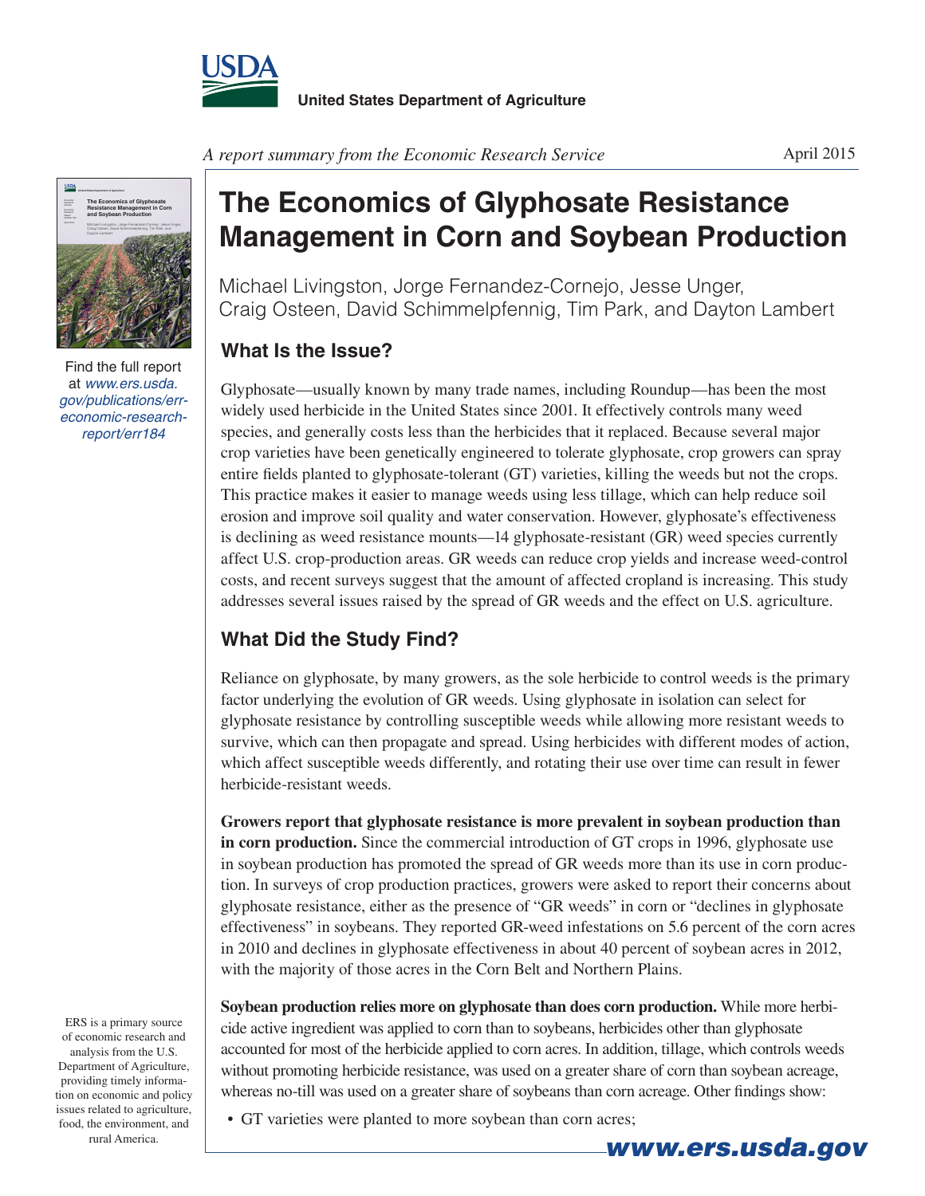United States Department of Agriculture

*A report summary from the Economic Research Service*

April 2015

# The Economics of Glyphosate Resistance Management in Corn and Soybean Production

Michael Livingston, Jorge Fernandez-Cornejo, Jesse Unger, Craig Osteen, David Schimmelpfennig, Tim Park, and Dayton Lambert

Find the full report at *www.ers.usda.gov/publications/err-economic-research-report/err184*

## What Is the Issue?

Glyphosate—usually known by many trade names, including Roundup—has been the most widely used herbicide in the United States since 2001. It effectively controls many weed species, and generally costs less than the herbicides that it replaced. Because several major crop varieties have been genetically engineered to tolerate glyphosate, crop growers can spray entire fields planted to glyphosate-tolerant (GT) varieties, killing the weeds but not the crops. This practice makes it easier to manage weeds using less tillage, which can help reduce soil erosion and improve soil quality and water conservation. However, glyphosate's effectiveness is declining as weed resistance mounts—14 glyphosate-resistant (GR) weed species currently affect U.S. crop-production areas. GR weeds can reduce crop yields and increase weed-control costs, and recent surveys suggest that the amount of affected cropland is increasing. This study addresses several issues raised by the spread of GR weeds and the effect on U.S. agriculture.

## What Did the Study Find?

Reliance on glyphosate, by many growers, as the sole herbicide to control weeds is the primary factor underlying the evolution of GR weeds. Using glyphosate in isolation can select for glyphosate resistance by controlling susceptible weeds while allowing more resistant weeds to survive, which can then propagate and spread. Using herbicides with different modes of action, which affect susceptible weeds differently, and rotating their use over time can result in fewer herbicide-resistant weeds.

**Growers report that glyphosate resistance is more prevalent in soybean production than in corn production.** Since the commercial introduction of GT crops in 1996, glyphosate use in soybean production has promoted the spread of GR weeds more than its use in corn production. In surveys of crop production practices, growers were asked to report their concerns about glyphosate resistance, either as the presence of "GR weeds" in corn or "declines in glyphosate effectiveness" in soybeans. They reported GR-weed infestations on 5.6 percent of the corn acres in 2010 and declines in glyphosate effectiveness in about 40 percent of soybean acres in 2012, with the majority of those acres in the Corn Belt and Northern Plains.

**Soybean production relies more on glyphosate than does corn production.** While more herbicide active ingredient was applied to corn than to soybeans, herbicides other than glyphosate accounted for most of the herbicide applied to corn acres. In addition, tillage, which controls weeds without promoting herbicide resistance, was used on a greater share of corn than soybean acreage, whereas no-till was used on a greater share of soybeans than corn acreage. Other findings show:

- GT varieties were planted to more soybean than corn acres;

ERS is a primary source of economic research and analysis from the U.S. Department of Agriculture, providing timely information on economic and policy issues related to agriculture, food, the environment, and rural America.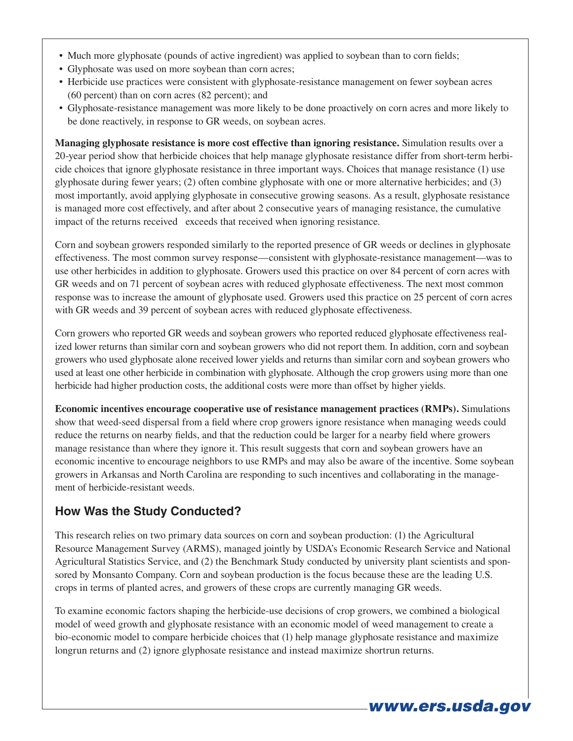- Much more glyphosate (pounds of active ingredient) was applied to soybean than to corn fields;
- Glyphosate was used on more soybean than corn acres;
- Herbicide use practices were consistent with glyphosate-resistance management on fewer soybean acres (60 percent) than on corn acres (82 percent); and
- Glyphosate-resistance management was more likely to be done proactively on corn acres and more likely to be done reactively, in response to GR weeds, on soybean acres.

**Managing glyphosate resistance is more cost effective than ignoring resistance.** Simulation results over a 20-year period show that herbicide choices that help manage glyphosate resistance differ from short-term herbicide choices that ignore glyphosate resistance in three important ways. Choices that manage resistance (1) use glyphosate during fewer years; (2) often combine glyphosate with one or more alternative herbicides; and (3) most importantly, avoid applying glyphosate in consecutive growing seasons. As a result, glyphosate resistance is managed more cost effectively, and after about 2 consecutive years of managing resistance, the cumulative impact of the returns received exceeds that received when ignoring resistance.

Corn and soybean growers responded similarly to the reported presence of GR weeds or declines in glyphosate effectiveness. The most common survey response—consistent with glyphosate-resistance management—was to use other herbicides in addition to glyphosate. Growers used this practice on over 84 percent of corn acres with GR weeds and on 71 percent of soybean acres with reduced glyphosate effectiveness. The next most common response was to increase the amount of glyphosate used. Growers used this practice on 25 percent of corn acres with GR weeds and 39 percent of soybean acres with reduced glyphosate effectiveness.

Corn growers who reported GR weeds and soybean growers who reported reduced glyphosate effectiveness realized lower returns than similar corn and soybean growers who did not report them. In addition, corn and soybean growers who used glyphosate alone received lower yields and returns than similar corn and soybean growers who used at least one other herbicide in combination with glyphosate. Although the crop growers using more than one herbicide had higher production costs, the additional costs were more than offset by higher yields.

**Economic incentives encourage cooperative use of resistance management practices (RMPs).** Simulations show that weed-seed dispersal from a field where crop growers ignore resistance when managing weeds could reduce the returns on nearby fields, and that the reduction could be larger for a nearby field where growers manage resistance than where they ignore it. This result suggests that corn and soybean growers have an economic incentive to encourage neighbors to use RMPs and may also be aware of the incentive. Some soybean growers in Arkansas and North Carolina are responding to such incentives and collaborating in the management of herbicide-resistant weeds.

## How Was the Study Conducted?

This research relies on two primary data sources on corn and soybean production: (1) the Agricultural Resource Management Survey (ARMS), managed jointly by USDA's Economic Research Service and National Agricultural Statistics Service, and (2) the Benchmark Study conducted by university plant scientists and sponsored by Monsanto Company. Corn and soybean production is the focus because these are the leading U.S. crops in terms of planted acres, and growers of these crops are currently managing GR weeds.

To examine economic factors shaping the herbicide-use decisions of crop growers, we combined a biological model of weed growth and glyphosate resistance with an economic model of weed management to create a bio-economic model to compare herbicide choices that (1) help manage glyphosate resistance and maximize longrun returns and (2) ignore glyphosate resistance and instead maximize shortrun returns.